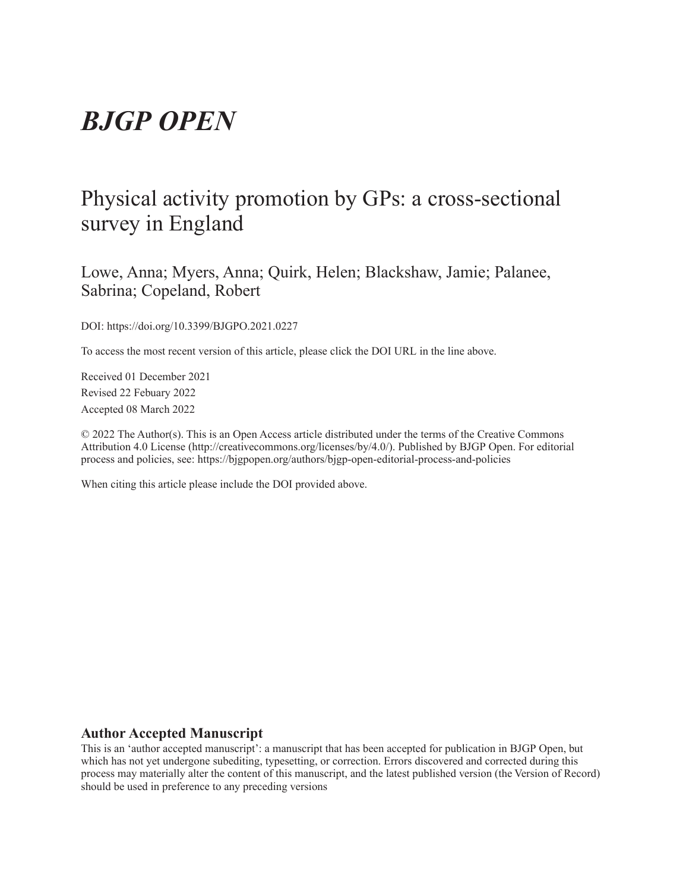# *BJGP OPEN*

## Physical activity promotion by GPs: a cross-sectional survey in England

Lowe, Anna; Myers, Anna; Quirk, Helen; Blackshaw, Jamie; Palanee, Sabrina; Copeland, Robert

DOI: https://doi.org/10.3399/BJGPO.2021.0227

To access the most recent version of this article, please click the DOI URL in the line above.

Received 01 December 2021

Revised 22 Febuary 2022

Accepted 08 March 2022

© 2022 The Author(s). This is an Open Access article distributed under the terms of the Creative Commons Attribution 4.0 License (http://creativecommons.org/licenses/by/4.0/). Published by BJGP Open. For editorial process and policies, see: https://bjgpopen.org/authors/bjgp-open-editorial-process-and-policies

When citing this article please include the DOI provided above.

### Author Accepted Manuscript

This is an 'author accepted manuscript': a manuscript that has been accepted for publication in BJGP Open, but which has not yet undergone subediting, typesetting, or correction. Errors discovered and corrected during this process may materially alter the content of this manuscript, and the latest published version (the Version of Record) should be used in preference to any preceding versions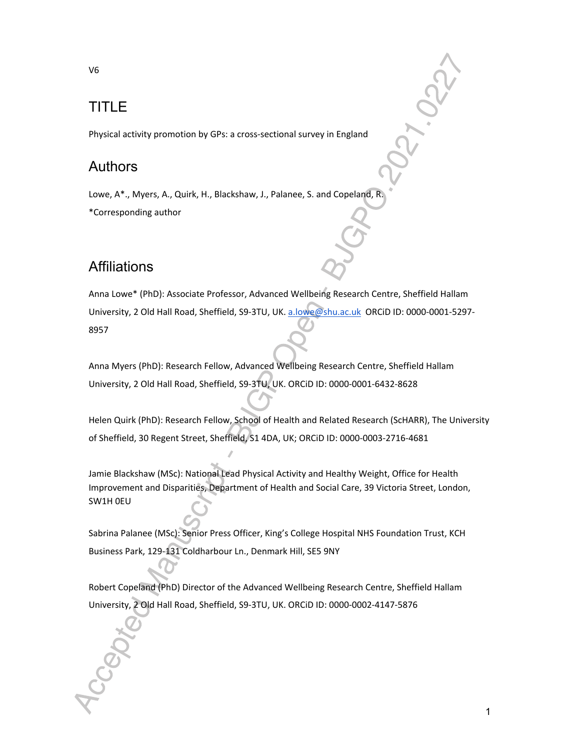V6

# TITLE

Physical activity promotion by GPs: a cross-sectional survey in England

# Authors

Lowe, A*., Myers, A., Quirk, H., Blackshaw, J., Palanee, S. and Copeland, R.

*Corresponding author

# Affiliations

Anna Lowe* (PhD): Associate Professor, Advanced Wellbeing Research Centre, Sheffield Hallam University, 2 Old Hall Road, Sheffield, S9-3TU, UK. a.lowe@shu.ac.uk ORCiD ID: 0000-0001-5297-8957

Anna Myers (PhD): Research Fellow, Advanced Wellbeing Research Centre, Sheffield Hallam University, 2 Old Hall Road, Sheffield, S9-3TU, UK. ORCiD ID: 0000-0001-6432-8628

Helen Quirk (PhD): Research Fellow, School of Health and Related Research (ScHARR), The University of Sheffield, 30 Regent Street, Sheffield, S1 4DA, UK; ORCiD ID: 0000-0003-2716-4681

Jamie Blackshaw (MSc): National Lead Physical Activity and Healthy Weight, Office for Health Improvement and Disparities, Department of Health and Social Care, 39 Victoria Street, London, SW1H 0EU

Sabrina Palanee (MSc): Senior Press Officer, King's College Hospital NHS Foundation Trust, KCH Business Park, 129-131 Coldharbour Ln., Denmark Hill, SE5 9NY

Robert Copeland (PhD) Director of the Advanced Wellbeing Research Centre, Sheffield Hallam University, 2 Old Hall Road, Sheffield, S9-3TU, UK. ORCiD ID: 0000-0002-4147-5876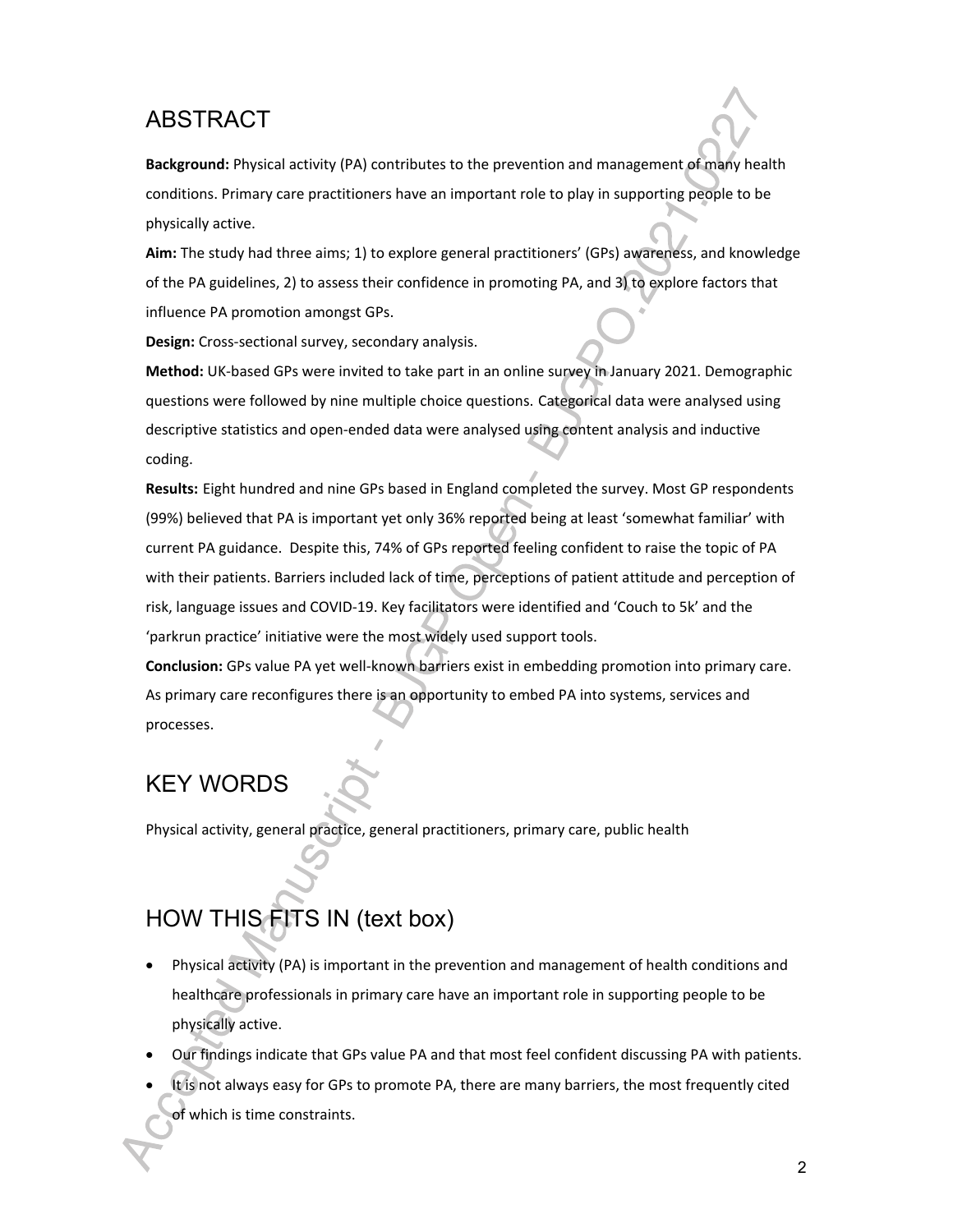## ABSTRACT

**Background:** Physical activity (PA) contributes to the prevention and management of many health conditions. Primary care practitioners have an important role to play in supporting people to be physically active.

**Aim:** The study had three aims; 1) to explore general practitioners' (GPs) awareness, and knowledge of the PA guidelines, 2) to assess their confidence in promoting PA, and 3) to explore factors that influence PA promotion amongst GPs.

**Design:** Cross-sectional survey, secondary analysis.

**Method:** UK-based GPs were invited to take part in an online survey in January 2021. Demographic questions were followed by nine multiple choice questions. Categorical data were analysed using descriptive statistics and open-ended data were analysed using content analysis and inductive coding.

**Results:** Eight hundred and nine GPs based in England completed the survey. Most GP respondents (99%) believed that PA is important yet only 36% reported being at least 'somewhat familiar' with current PA guidance. Despite this, 74% of GPs reported feeling confident to raise the topic of PA with their patients. Barriers included lack of time, perceptions of patient attitude and perception of risk, language issues and COVID-19. Key facilitators were identified and 'Couch to 5k' and the 'parkrun practice' initiative were the most widely used support tools.

**Conclusion:** GPs value PA yet well-known barriers exist in embedding promotion into primary care. As primary care reconfigures there is an opportunity to embed PA into systems, services and processes.

## KEY WORDS

Physical activity, general practice, general practitioners, primary care, public health

## HOW THIS FITS IN (text box)

- Physical activity (PA) is important in the prevention and management of health conditions and healthcare professionals in primary care have an important role in supporting people to be physically active.
- Our findings indicate that GPs value PA and that most feel confident discussing PA with patients.
- It is not always easy for GPs to promote PA, there are many barriers, the most frequently cited of which is time constraints.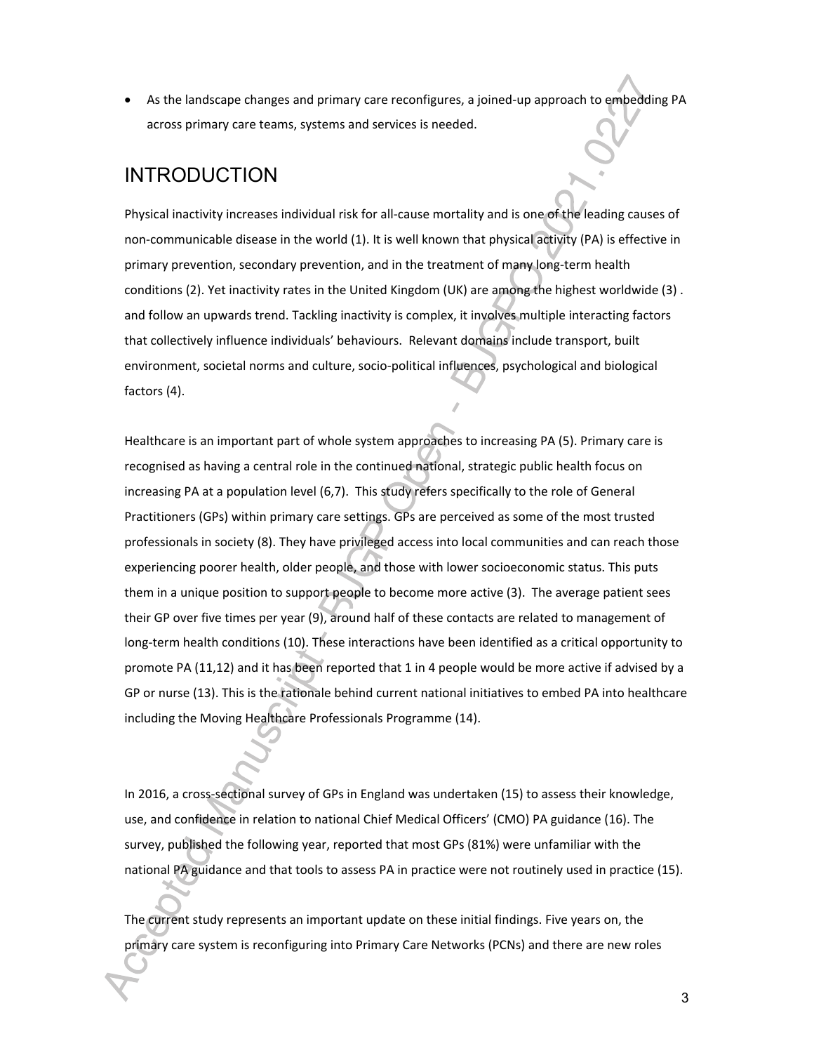- As the landscape changes and primary care reconfigures, a joined-up approach to embedding PA across primary care teams, systems and services is needed.

# INTRODUCTION

Physical inactivity increases individual risk for all-cause mortality and is one of the leading causes of non-communicable disease in the world (1). It is well known that physical activity (PA) is effective in primary prevention, secondary prevention, and in the treatment of many long-term health conditions (2). Yet inactivity rates in the United Kingdom (UK) are among the highest worldwide (3) . and follow an upwards trend. Tackling inactivity is complex, it involves multiple interacting factors that collectively influence individuals' behaviours. Relevant domains include transport, built environment, societal norms and culture, socio-political influences, psychological and biological factors (4).

Healthcare is an important part of whole system approaches to increasing PA (5). Primary care is recognised as having a central role in the continued national, strategic public health focus on increasing PA at a population level (6,7). This study refers specifically to the role of General Practitioners (GPs) within primary care settings. GPs are perceived as some of the most trusted professionals in society (8). They have privileged access into local communities and can reach those experiencing poorer health, older people, and those with lower socioeconomic status. This puts them in a unique position to support people to become more active (3). The average patient sees their GP over five times per year (9), around half of these contacts are related to management of long-term health conditions (10). These interactions have been identified as a critical opportunity to promote PA (11,12) and it has been reported that 1 in 4 people would be more active if advised by a GP or nurse (13). This is the rationale behind current national initiatives to embed PA into healthcare including the Moving Healthcare Professionals Programme (14).

In 2016, a cross-sectional survey of GPs in England was undertaken (15) to assess their knowledge, use, and confidence in relation to national Chief Medical Officers' (CMO) PA guidance (16). The survey, published the following year, reported that most GPs (81%) were unfamiliar with the national PA guidance and that tools to assess PA in practice were not routinely used in practice (15).

The current study represents an important update on these initial findings. Five years on, the primary care system is reconfiguring into Primary Care Networks (PCNs) and there are new roles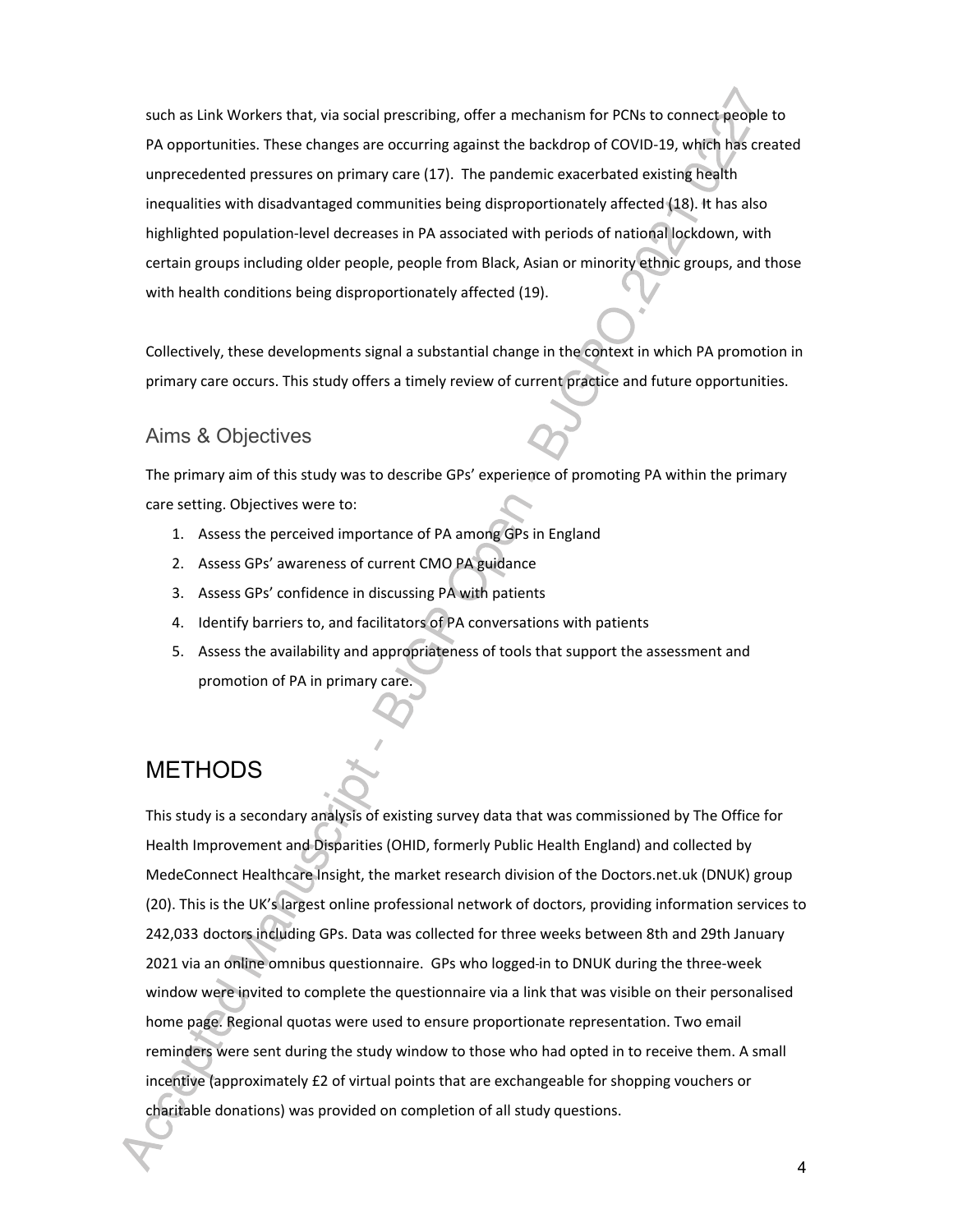such as Link Workers that, via social prescribing, offer a mechanism for PCNs to connect people to PA opportunities. These changes are occurring against the backdrop of COVID-19, which has created unprecedented pressures on primary care (17). The pandemic exacerbated existing health inequalities with disadvantaged communities being disproportionately affected (18). It has also highlighted population-level decreases in PA associated with periods of national lockdown, with certain groups including older people, people from Black, Asian or minority ethnic groups, and those with health conditions being disproportionately affected (19).

Collectively, these developments signal a substantial change in the context in which PA promotion in primary care occurs. This study offers a timely review of current practice and future opportunities.

## Aims & Objectives

The primary aim of this study was to describe GPs' experience of promoting PA within the primary care setting. Objectives were to:

1. Assess the perceived importance of PA among GPs in England
2. Assess GPs' awareness of current CMO PA guidance
3. Assess GPs' confidence in discussing PA with patients
4. Identify barriers to, and facilitators of PA conversations with patients
5. Assess the availability and appropriateness of tools that support the assessment and promotion of PA in primary care.

# METHODS

This study is a secondary analysis of existing survey data that was commissioned by The Office for Health Improvement and Disparities (OHID, formerly Public Health England) and collected by MedeConnect Healthcare Insight, the market research division of the Doctors.net.uk (DNUK) group (20). This is the UK's largest online professional network of doctors, providing information services to 242,033 doctors including GPs. Data was collected for three weeks between 8th and 29th January 2021 via an online omnibus questionnaire. GPs who logged-in to DNUK during the three-week window were invited to complete the questionnaire via a link that was visible on their personalised home page. Regional quotas were used to ensure proportionate representation. Two email reminders were sent during the study window to those who had opted in to receive them. A small incentive (approximately £2 of virtual points that are exchangeable for shopping vouchers or charitable donations) was provided on completion of all study questions.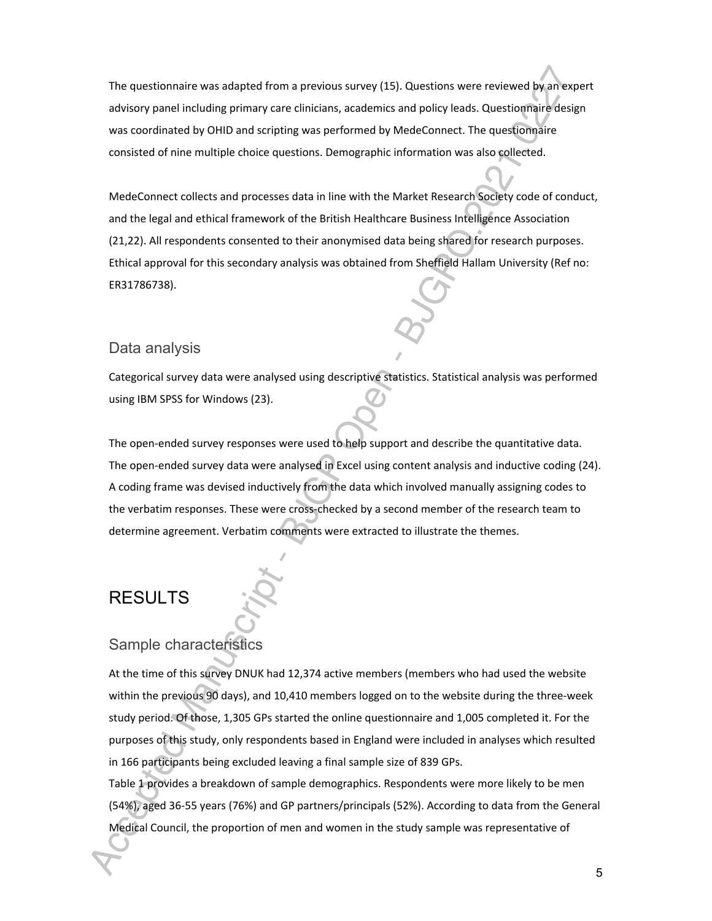The questionnaire was adapted from a previous survey (15). Questions were reviewed by an expert advisory panel including primary care clinicians, academics and policy leads. Questionnaire design was coordinated by OHID and scripting was performed by MedeConnect. The questionnaire consisted of nine multiple choice questions. Demographic information was also collected.

MedeConnect collects and processes data in line with the Market Research Society code of conduct, and the legal and ethical framework of the British Healthcare Business Intelligence Association (21,22). All respondents consented to their anonymised data being shared for research purposes. Ethical approval for this secondary analysis was obtained from Sheffield Hallam University (Ref no: ER31786738).

## Data analysis

Categorical survey data were analysed using descriptive statistics. Statistical analysis was performed using IBM SPSS for Windows (23).

The open-ended survey responses were used to help support and describe the quantitative data. The open-ended survey data were analysed in Excel using content analysis and inductive coding (24). A coding frame was devised inductively from the data which involved manually assigning codes to the verbatim responses. These were cross-checked by a second member of the research team to determine agreement. Verbatim comments were extracted to illustrate the themes.

# RESULTS

## Sample characteristics

At the time of this survey DNUK had 12,374 active members (members who had used the website within the previous 90 days), and 10,410 members logged on to the website during the three-week study period. Of those, 1,305 GPs started the online questionnaire and 1,005 completed it. For the purposes of this study, only respondents based in England were included in analyses which resulted in 166 participants being excluded leaving a final sample size of 839 GPs.

Table 1 provides a breakdown of sample demographics. Respondents were more likely to be men (54%), aged 36-55 years (76%) and GP partners/principals (52%). According to data from the General Medical Council, the proportion of men and women in the study sample was representative of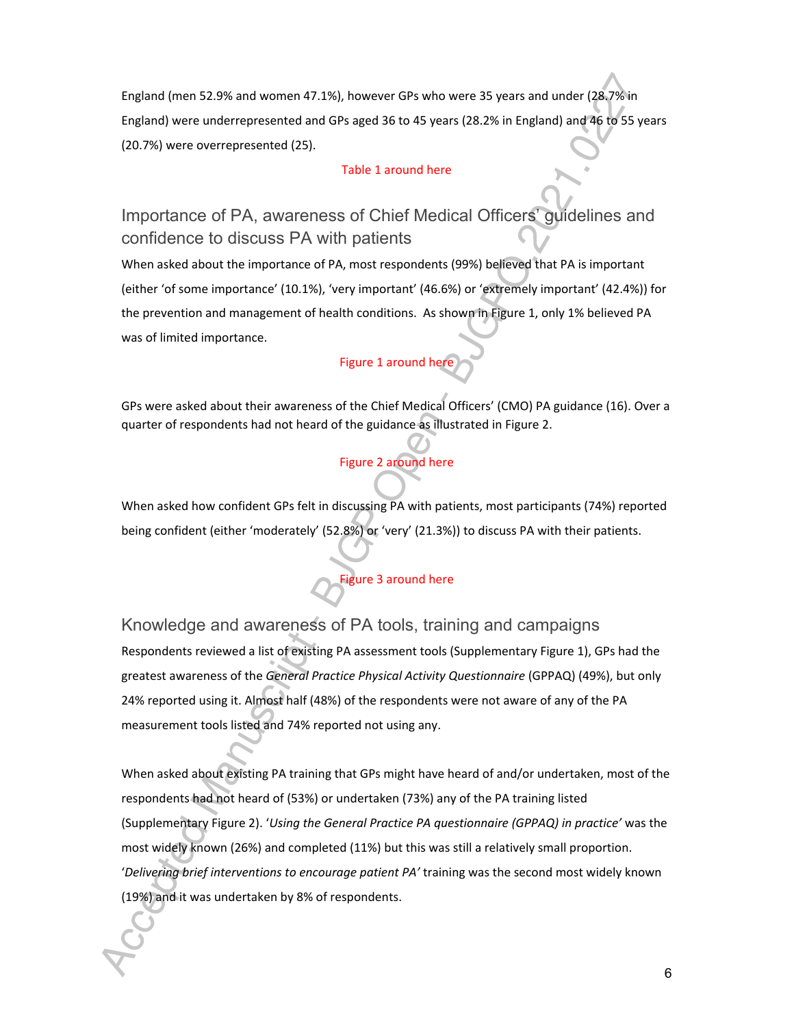England (men 52.9% and women 47.1%), however GPs who were 35 years and under (28.7% in England) were underrepresented and GPs aged 36 to 45 years (28.2% in England) and 46 to 55 years (20.7%) were overrepresented (25).

Table 1 around here

## Importance of PA, awareness of Chief Medical Officers' guidelines and confidence to discuss PA with patients

When asked about the importance of PA, most respondents (99%) believed that PA is important (either 'of some importance' (10.1%), 'very important' (46.6%) or 'extremely important' (42.4%)) for the prevention and management of health conditions. As shown in Figure 1, only 1% believed PA was of limited importance.

Figure 1 around here

GPs were asked about their awareness of the Chief Medical Officers' (CMO) PA guidance (16). Over a quarter of respondents had not heard of the guidance as illustrated in Figure 2.

Figure 2 around here

When asked how confident GPs felt in discussing PA with patients, most participants (74%) reported being confident (either 'moderately' (52.8%) or 'very' (21.3%)) to discuss PA with their patients.

Figure 3 around here

## Knowledge and awareness of PA tools, training and campaigns

Respondents reviewed a list of existing PA assessment tools (Supplementary Figure 1), GPs had the greatest awareness of the *General Practice Physical Activity Questionnaire* (GPPAQ) (49%), but only 24% reported using it. Almost half (48%) of the respondents were not aware of any of the PA measurement tools listed and 74% reported not using any.

When asked about existing PA training that GPs might have heard of and/or undertaken, most of the respondents had not heard of (53%) or undertaken (73%) any of the PA training listed (Supplementary Figure 2). '*Using the General Practice PA questionnaire (GPPAQ) in practice'* was the most widely known (26%) and completed (11%) but this was still a relatively small proportion. '*Delivering brief interventions to encourage patient PA'* training was the second most widely known (19%) and it was undertaken by 8% of respondents.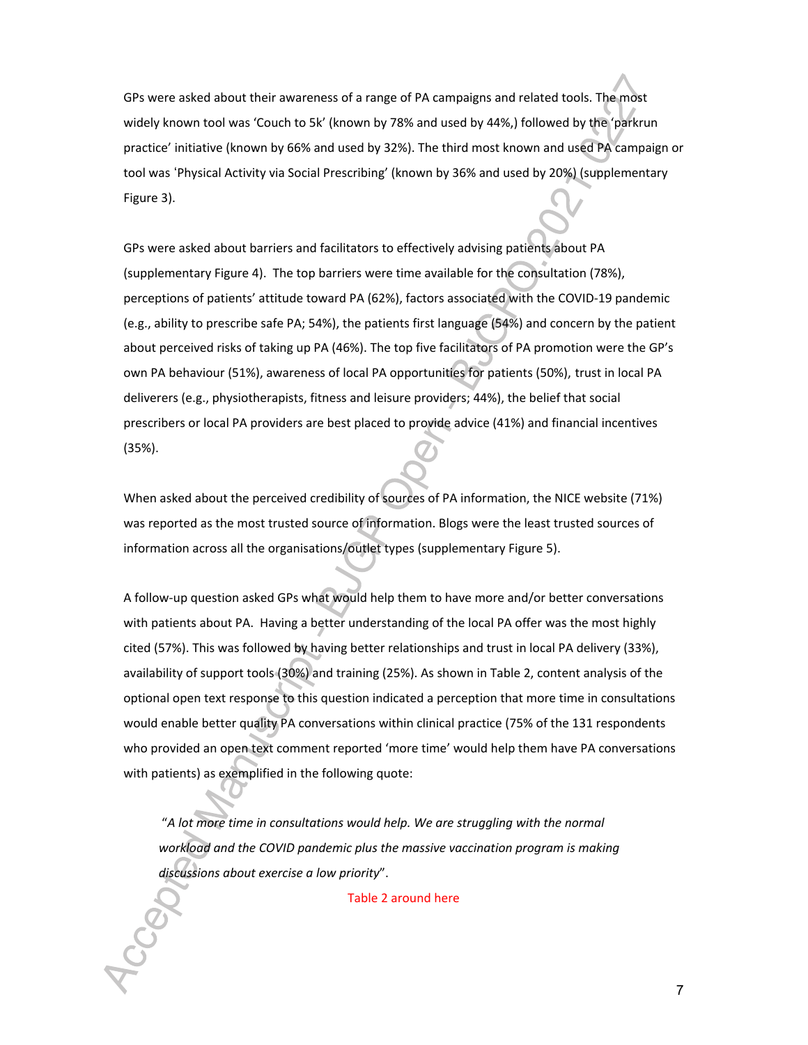GPs were asked about their awareness of a range of PA campaigns and related tools. The most widely known tool was 'Couch to 5k' (known by 78% and used by 44%,) followed by the 'parkrun practice' initiative (known by 66% and used by 32%). The third most known and used PA campaign or tool was 'Physical Activity via Social Prescribing' (known by 36% and used by 20%) (supplementary Figure 3).

GPs were asked about barriers and facilitators to effectively advising patients about PA (supplementary Figure 4). The top barriers were time available for the consultation (78%), perceptions of patients' attitude toward PA (62%), factors associated with the COVID-19 pandemic (e.g., ability to prescribe safe PA; 54%), the patients first language (54%) and concern by the patient about perceived risks of taking up PA (46%). The top five facilitators of PA promotion were the GP's own PA behaviour (51%), awareness of local PA opportunities for patients (50%), trust in local PA deliverers (e.g., physiotherapists, fitness and leisure providers; 44%), the belief that social prescribers or local PA providers are best placed to provide advice (41%) and financial incentives (35%).

When asked about the perceived credibility of sources of PA information, the NICE website (71%) was reported as the most trusted source of information. Blogs were the least trusted sources of information across all the organisations/outlet types (supplementary Figure 5).

A follow-up question asked GPs what would help them to have more and/or better conversations with patients about PA. Having a better understanding of the local PA offer was the most highly cited (57%). This was followed by having better relationships and trust in local PA delivery (33%), availability of support tools (30%) and training (25%). As shown in Table 2, content analysis of the optional open text response to this question indicated a perception that more time in consultations would enable better quality PA conversations within clinical practice (75% of the 131 respondents who provided an open text comment reported 'more time' would help them have PA conversations with patients) as exemplified in the following quote:

> *"A lot more time in consultations would help. We are struggling with the normal workload and the COVID pandemic plus the massive vaccination program is making discussions about exercise a low priority*".

Table 2 around here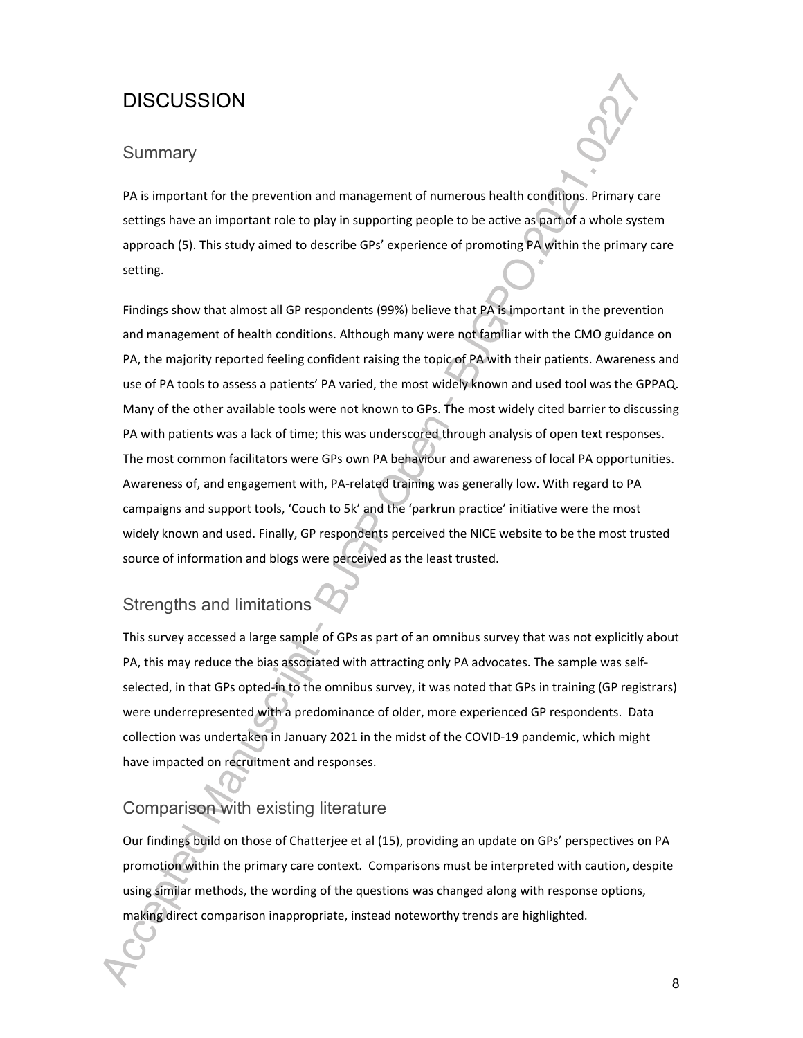# DISCUSSION

## Summary

PA is important for the prevention and management of numerous health conditions. Primary care settings have an important role to play in supporting people to be active as part of a whole system approach (5). This study aimed to describe GPs' experience of promoting PA within the primary care setting.

Findings show that almost all GP respondents (99%) believe that PA is important in the prevention and management of health conditions. Although many were not familiar with the CMO guidance on PA, the majority reported feeling confident raising the topic of PA with their patients. Awareness and use of PA tools to assess a patients' PA varied, the most widely known and used tool was the GPPAQ. Many of the other available tools were not known to GPs. The most widely cited barrier to discussing PA with patients was a lack of time; this was underscored through analysis of open text responses. The most common facilitators were GPs own PA behaviour and awareness of local PA opportunities. Awareness of, and engagement with, PA-related training was generally low. With regard to PA campaigns and support tools, 'Couch to 5k' and the 'parkrun practice' initiative were the most widely known and used. Finally, GP respondents perceived the NICE website to be the most trusted source of information and blogs were perceived as the least trusted.

## Strengths and limitations

This survey accessed a large sample of GPs as part of an omnibus survey that was not explicitly about PA, this may reduce the bias associated with attracting only PA advocates. The sample was self-selected, in that GPs opted-in to the omnibus survey, it was noted that GPs in training (GP registrars) were underrepresented with a predominance of older, more experienced GP respondents. Data collection was undertaken in January 2021 in the midst of the COVID-19 pandemic, which might have impacted on recruitment and responses.

## Comparison with existing literature

Our findings build on those of Chatterjee et al (15), providing an update on GPs' perspectives on PA promotion within the primary care context. Comparisons must be interpreted with caution, despite using similar methods, the wording of the questions was changed along with response options, making direct comparison inappropriate, instead noteworthy trends are highlighted.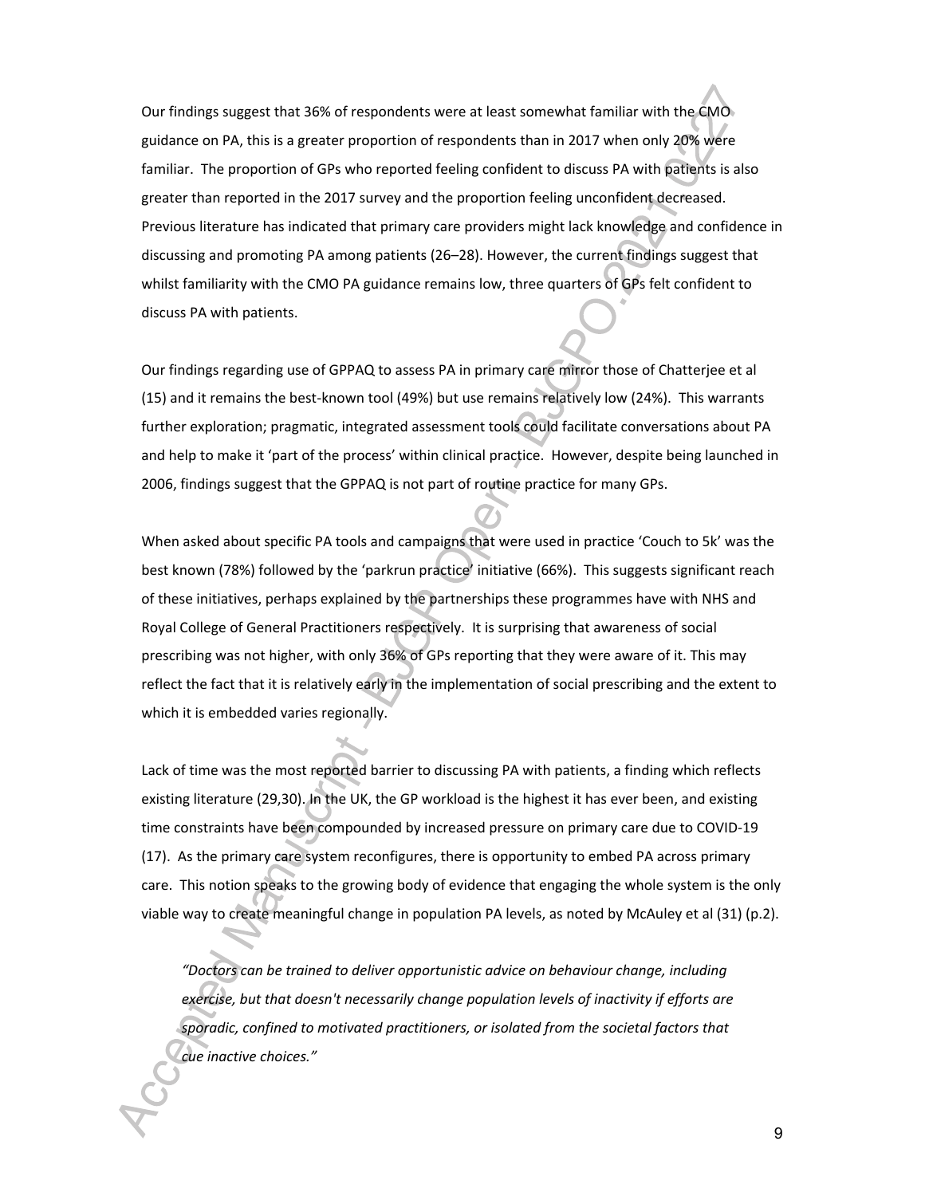Our findings suggest that 36% of respondents were at least somewhat familiar with the CMO guidance on PA, this is a greater proportion of respondents than in 2017 when only 20% were familiar. The proportion of GPs who reported feeling confident to discuss PA with patients is also greater than reported in the 2017 survey and the proportion feeling unconfident decreased. Previous literature has indicated that primary care providers might lack knowledge and confidence in discussing and promoting PA among patients (26–28). However, the current findings suggest that whilst familiarity with the CMO PA guidance remains low, three quarters of GPs felt confident to discuss PA with patients.

Our findings regarding use of GPPAQ to assess PA in primary care mirror those of Chatterjee et al (15) and it remains the best-known tool (49%) but use remains relatively low (24%). This warrants further exploration; pragmatic, integrated assessment tools could facilitate conversations about PA and help to make it 'part of the process' within clinical practice. However, despite being launched in 2006, findings suggest that the GPPAQ is not part of routine practice for many GPs.

When asked about specific PA tools and campaigns that were used in practice 'Couch to 5k' was the best known (78%) followed by the 'parkrun practice' initiative (66%). This suggests significant reach of these initiatives, perhaps explained by the partnerships these programmes have with NHS and Royal College of General Practitioners respectively. It is surprising that awareness of social prescribing was not higher, with only 36% of GPs reporting that they were aware of it. This may reflect the fact that it is relatively early in the implementation of social prescribing and the extent to which it is embedded varies regionally.

Lack of time was the most reported barrier to discussing PA with patients, a finding which reflects existing literature (29,30). In the UK, the GP workload is the highest it has ever been, and existing time constraints have been compounded by increased pressure on primary care due to COVID-19 (17). As the primary care system reconfigures, there is opportunity to embed PA across primary care. This notion speaks to the growing body of evidence that engaging the whole system is the only viable way to create meaningful change in population PA levels, as noted by McAuley et al (31) (p.2).

> *"Doctors can be trained to deliver opportunistic advice on behaviour change, including exercise, but that doesn't necessarily change population levels of inactivity if efforts are sporadic, confined to motivated practitioners, or isolated from the societal factors that cue inactive choices."*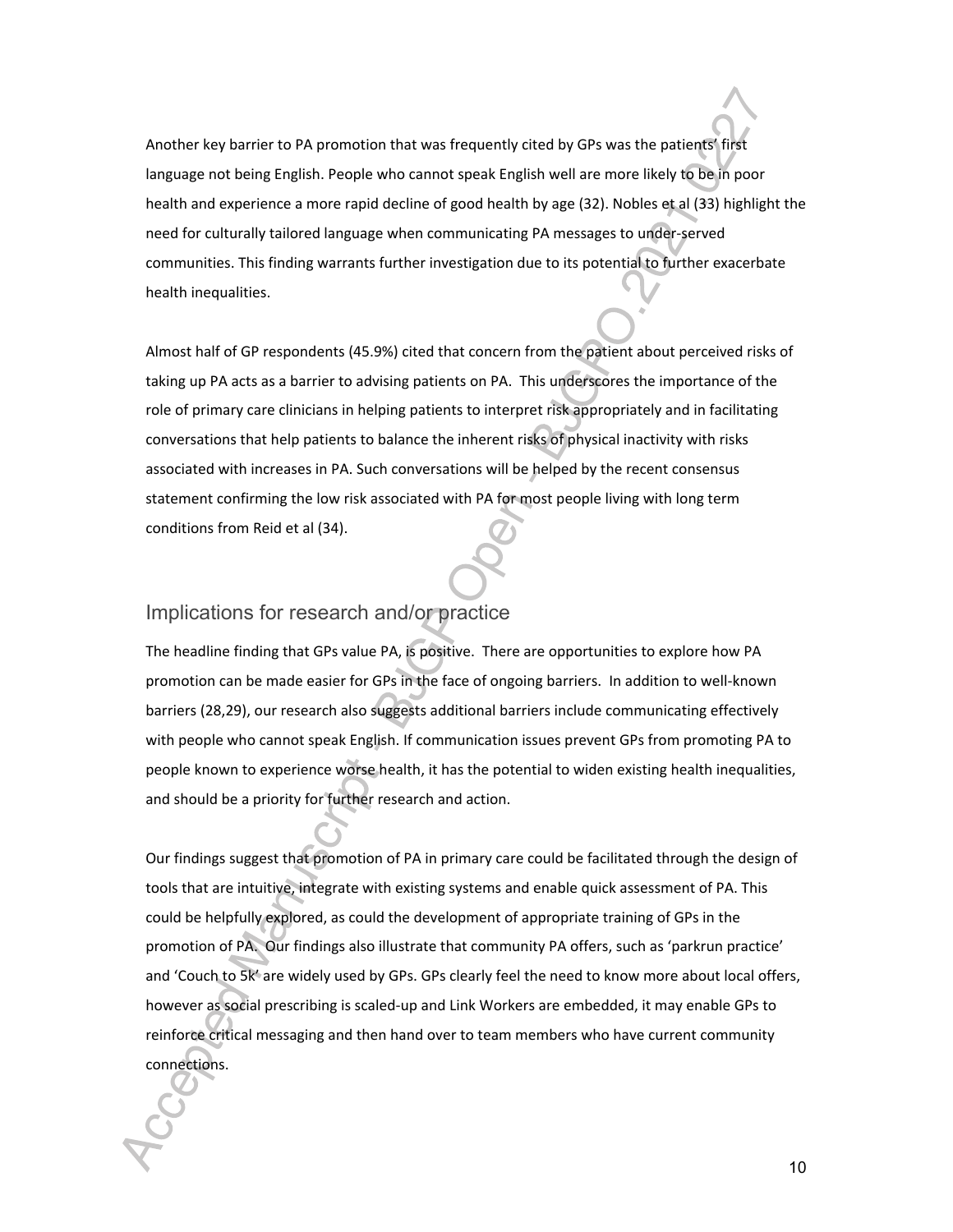Another key barrier to PA promotion that was frequently cited by GPs was the patients' first language not being English. People who cannot speak English well are more likely to be in poor health and experience a more rapid decline of good health by age (32). Nobles et al (33) highlight the need for culturally tailored language when communicating PA messages to under-served communities. This finding warrants further investigation due to its potential to further exacerbate health inequalities.

Almost half of GP respondents (45.9%) cited that concern from the patient about perceived risks of taking up PA acts as a barrier to advising patients on PA. This underscores the importance of the role of primary care clinicians in helping patients to interpret risk appropriately and in facilitating conversations that help patients to balance the inherent risks of physical inactivity with risks associated with increases in PA. Such conversations will be helped by the recent consensus statement confirming the low risk associated with PA for most people living with long term conditions from Reid et al (34).

## Implications for research and/or practice

The headline finding that GPs value PA, is positive. There are opportunities to explore how PA promotion can be made easier for GPs in the face of ongoing barriers. In addition to well-known barriers (28,29), our research also suggests additional barriers include communicating effectively with people who cannot speak English. If communication issues prevent GPs from promoting PA to people known to experience worse health, it has the potential to widen existing health inequalities, and should be a priority for further research and action.

Our findings suggest that promotion of PA in primary care could be facilitated through the design of tools that are intuitive, integrate with existing systems and enable quick assessment of PA. This could be helpfully explored, as could the development of appropriate training of GPs in the promotion of PA. Our findings also illustrate that community PA offers, such as 'parkrun practice' and 'Couch to 5k' are widely used by GPs. GPs clearly feel the need to know more about local offers, however as social prescribing is scaled-up and Link Workers are embedded, it may enable GPs to reinforce critical messaging and then hand over to team members who have current community connections.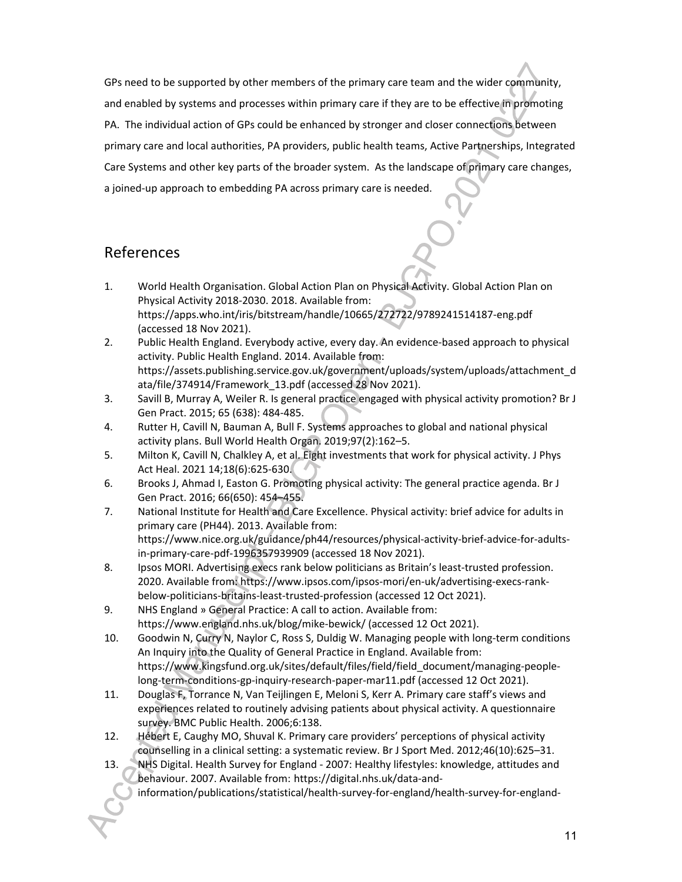GPs need to be supported by other members of the primary care team and the wider community, and enabled by systems and processes within primary care if they are to be effective in promoting PA. The individual action of GPs could be enhanced by stronger and closer connections between primary care and local authorities, PA providers, public health teams, Active Partnerships, Integrated Care Systems and other key parts of the broader system. As the landscape of primary care changes, a joined-up approach to embedding PA across primary care is needed.

## References

1. World Health Organisation. Global Action Plan on Physical Activity. Global Action Plan on Physical Activity 2018-2030. 2018. Available from: https://apps.who.int/iris/bitstream/handle/10665/272722/9789241514187-eng.pdf (accessed 18 Nov 2021).
2. Public Health England. Everybody active, every day. An evidence-based approach to physical activity. Public Health England. 2014. Available from: https://assets.publishing.service.gov.uk/government/uploads/system/uploads/attachment_data/file/374914/Framework_13.pdf (accessed 28 Nov 2021).
3. Savill B, Murray A, Weiler R. Is general practice engaged with physical activity promotion? Br J Gen Pract. 2015; 65 (638): 484-485.
4. Rutter H, Cavill N, Bauman A, Bull F. Systems approaches to global and national physical activity plans. Bull World Health Organ. 2019;97(2):162–5.
5. Milton K, Cavill N, Chalkley A, et al. Eight investments that work for physical activity. J Phys Act Heal. 2021 14;18(6):625-630.
6. Brooks J, Ahmad I, Easton G. Promoting physical activity: The general practice agenda. Br J Gen Pract. 2016; 66(650): 454–455.
7. National Institute for Health and Care Excellence. Physical activity: brief advice for adults in primary care (PH44). 2013. Available from: https://www.nice.org.uk/guidance/ph44/resources/physical-activity-brief-advice-for-adults-in-primary-care-pdf-1996357939909 (accessed 18 Nov 2021).
8. Ipsos MORI. Advertising execs rank below politicians as Britain's least-trusted profession. 2020. Available from: https://www.ipsos.com/ipsos-mori/en-uk/advertising-execs-rank-below-politicians-britains-least-trusted-profession (accessed 12 Oct 2021).
9. NHS England » General Practice: A call to action. Available from: https://www.england.nhs.uk/blog/mike-bewick/ (accessed 12 Oct 2021).
10. Goodwin N, Curry N, Naylor C, Ross S, Duldig W. Managing people with long-term conditions An Inquiry into the Quality of General Practice in England. Available from: https://www.kingsfund.org.uk/sites/default/files/field/field_document/managing-people-long-term-conditions-gp-inquiry-research-paper-mar11.pdf (accessed 12 Oct 2021).
11. Douglas F, Torrance N, Van Teijlingen E, Meloni S, Kerr A. Primary care staff's views and experiences related to routinely advising patients about physical activity. A questionnaire survey. BMC Public Health. 2006;6:138.
12. Hébert E, Caughy MO, Shuval K. Primary care providers' perceptions of physical activity counselling in a clinical setting: a systematic review. Br J Sport Med. 2012;46(10):625–31.
13. NHS Digital. Health Survey for England - 2007: Healthy lifestyles: knowledge, attitudes and behaviour. 2007. Available from: https://digital.nhs.uk/data-and-information/publications/statistical/health-survey-for-england/health-survey-for-england-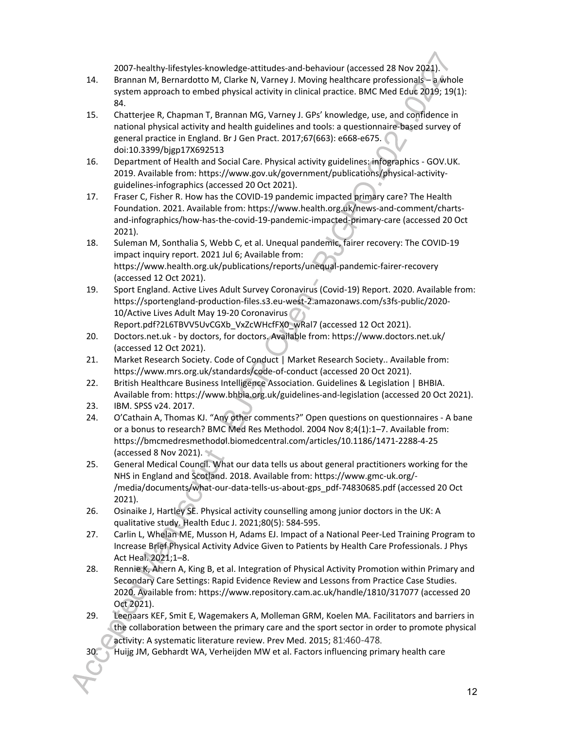2007-healthy-lifestyles-knowledge-attitudes-and-behaviour (accessed 28 Nov 2021).

14. Brannan M, Bernardotto M, Clarke N, Varney J. Moving healthcare professionals – a whole system approach to embed physical activity in clinical practice. BMC Med Educ 2019; 19(1): 84.
15. Chatterjee R, Chapman T, Brannan MG, Varney J. GPs' knowledge, use, and confidence in national physical activity and health guidelines and tools: a questionnaire-based survey of general practice in England. Br J Gen Pract. 2017;67(663): e668-e675. doi:10.3399/bjgp17X692513
16. Department of Health and Social Care. Physical activity guidelines: infographics - GOV.UK. 2019. Available from: https://www.gov.uk/government/publications/physical-activity-guidelines-infographics (accessed 20 Oct 2021).
17. Fraser C, Fisher R. How has the COVID-19 pandemic impacted primary care? The Health Foundation. 2021. Available from: https://www.health.org.uk/news-and-comment/charts-and-infographics/how-has-the-covid-19-pandemic-impacted-primary-care (accessed 20 Oct 2021).
18. Suleman M, Sonthalia S, Webb C, et al. Unequal pandemic, fairer recovery: The COVID-19 impact inquiry report. 2021 Jul 6; Available from: https://www.health.org.uk/publications/reports/unequal-pandemic-fairer-recovery (accessed 12 Oct 2021).
19. Sport England. Active Lives Adult Survey Coronavirus (Covid-19) Report. 2020. Available from: https://sportengland-production-files.s3.eu-west-2.amazonaws.com/s3fs-public/2020-10/Active Lives Adult May 19-20 Coronavirus Report.pdf?2L6TBVV5UvCGXb_VxZcWHcfFX0_wRal7 (accessed 12 Oct 2021).
20. Doctors.net.uk - by doctors, for doctors. Available from: https://www.doctors.net.uk/ (accessed 12 Oct 2021).
21. Market Research Society. Code of Conduct | Market Research Society.. Available from: https://www.mrs.org.uk/standards/code-of-conduct (accessed 20 Oct 2021).
22. British Healthcare Business Intelligence Association. Guidelines & Legislation | BHBIA. Available from: https://www.bhbia.org.uk/guidelines-and-legislation (accessed 20 Oct 2021).
23. IBM. SPSS v24. 2017.
24. O'Cathain A, Thomas KJ. "Any other comments?" Open questions on questionnaires - A bane or a bonus to research? BMC Med Res Methodol. 2004 Nov 8;4(1):1–7. Available from: https://bmcmedresmethodol.biomedcentral.com/articles/10.1186/1471-2288-4-25 (accessed 8 Nov 2021).
25. General Medical Council. What our data tells us about general practitioners working for the NHS in England and Scotland. 2018. Available from: https://www.gmc-uk.org/-/media/documents/what-our-data-tells-us-about-gps_pdf-74830685.pdf (accessed 20 Oct 2021).
26. Osinaike J, Hartley SE. Physical activity counselling among junior doctors in the UK: A qualitative study. Health Educ J. 2021;80(5): 584-595.
27. Carlin L, Whelan ME, Musson H, Adams EJ. Impact of a National Peer-Led Training Program to Increase Brief Physical Activity Advice Given to Patients by Health Care Professionals. J Phys Act Heal. 2021;1–8.
28. Rennie K, Ahern A, King B, et al. Integration of Physical Activity Promotion within Primary and Secondary Care Settings: Rapid Evidence Review and Lessons from Practice Case Studies. 2020. Available from: https://www.repository.cam.ac.uk/handle/1810/317077 (accessed 20 Oct 2021).
29. Leenaars KEF, Smit E, Wagemakers A, Molleman GRM, Koelen MA. Facilitators and barriers in the collaboration between the primary care and the sport sector in order to promote physical activity: A systematic literature review. Prev Med. 2015; 81:460-478.
30. Huijg JM, Gebhardt WA, Verheijden MW et al. Factors influencing primary health care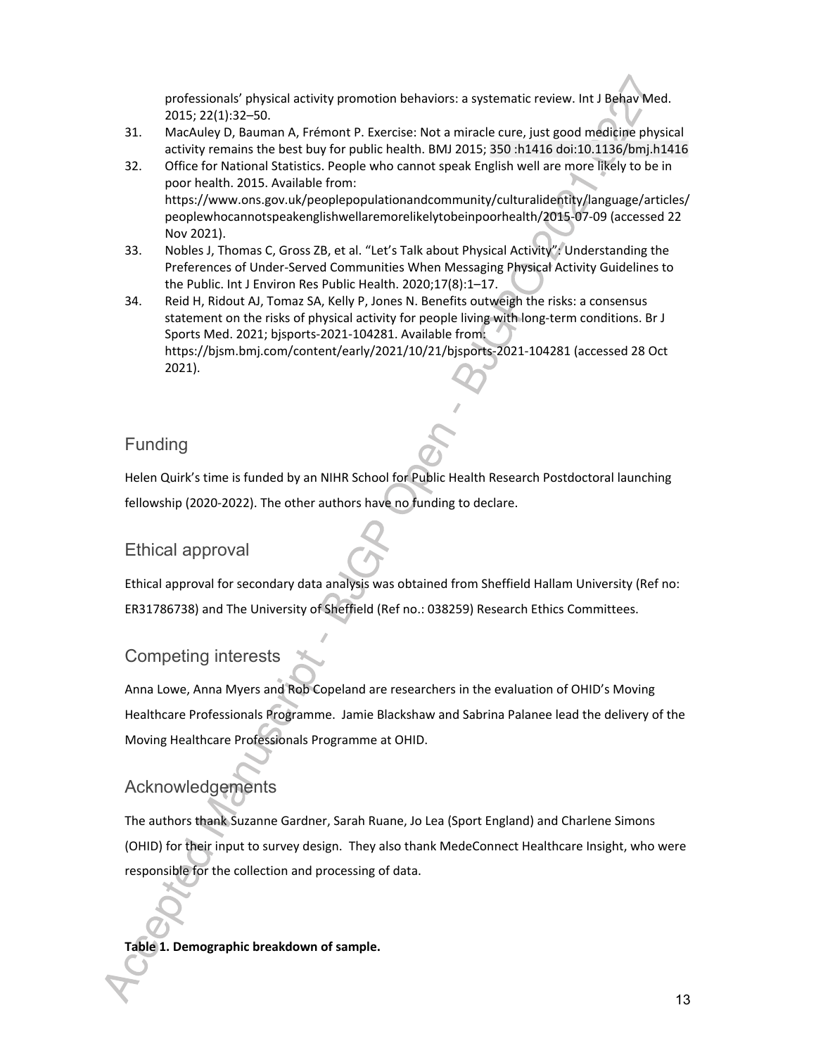professionals' physical activity promotion behaviors: a systematic review. Int J Behav Med. 2015; 22(1):32–50.

31. MacAuley D, Bauman A, Frémont P. Exercise: Not a miracle cure, just good medicine physical activity remains the best buy for public health. BMJ 2015; 350 :h1416 doi:10.1136/bmj.h1416
32. Office for National Statistics. People who cannot speak English well are more likely to be in poor health. 2015. Available from: https://www.ons.gov.uk/peoplepopulationandcommunity/culturalidentity/language/articles/peoplewhocannotspeakenglishwellaremorelikelytobeinpoorhealth/2015-07-09 (accessed 22 Nov 2021).
33. Nobles J, Thomas C, Gross ZB, et al. "Let's Talk about Physical Activity": Understanding the Preferences of Under-Served Communities When Messaging Physical Activity Guidelines to the Public. Int J Environ Res Public Health. 2020;17(8):1–17.
34. Reid H, Ridout AJ, Tomaz SA, Kelly P, Jones N. Benefits outweigh the risks: a consensus statement on the risks of physical activity for people living with long-term conditions. Br J Sports Med. 2021; bjsports-2021-104281. Available from: https://bjsm.bmj.com/content/early/2021/10/21/bjsports-2021-104281 (accessed 28 Oct 2021).

## Funding

Helen Quirk's time is funded by an NIHR School for Public Health Research Postdoctoral launching fellowship (2020-2022). The other authors have no funding to declare.

## Ethical approval

Ethical approval for secondary data analysis was obtained from Sheffield Hallam University (Ref no: ER31786738) and The University of Sheffield (Ref no.: 038259) Research Ethics Committees.

## Competing interests

Anna Lowe, Anna Myers and Rob Copeland are researchers in the evaluation of OHID's Moving Healthcare Professionals Programme. Jamie Blackshaw and Sabrina Palanee lead the delivery of the Moving Healthcare Professionals Programme at OHID.

## Acknowledgements

The authors thank Suzanne Gardner, Sarah Ruane, Jo Lea (Sport England) and Charlene Simons (OHID) for their input to survey design. They also thank MedeConnect Healthcare Insight, who were responsible for the collection and processing of data.

**Table 1. Demographic breakdown of sample.**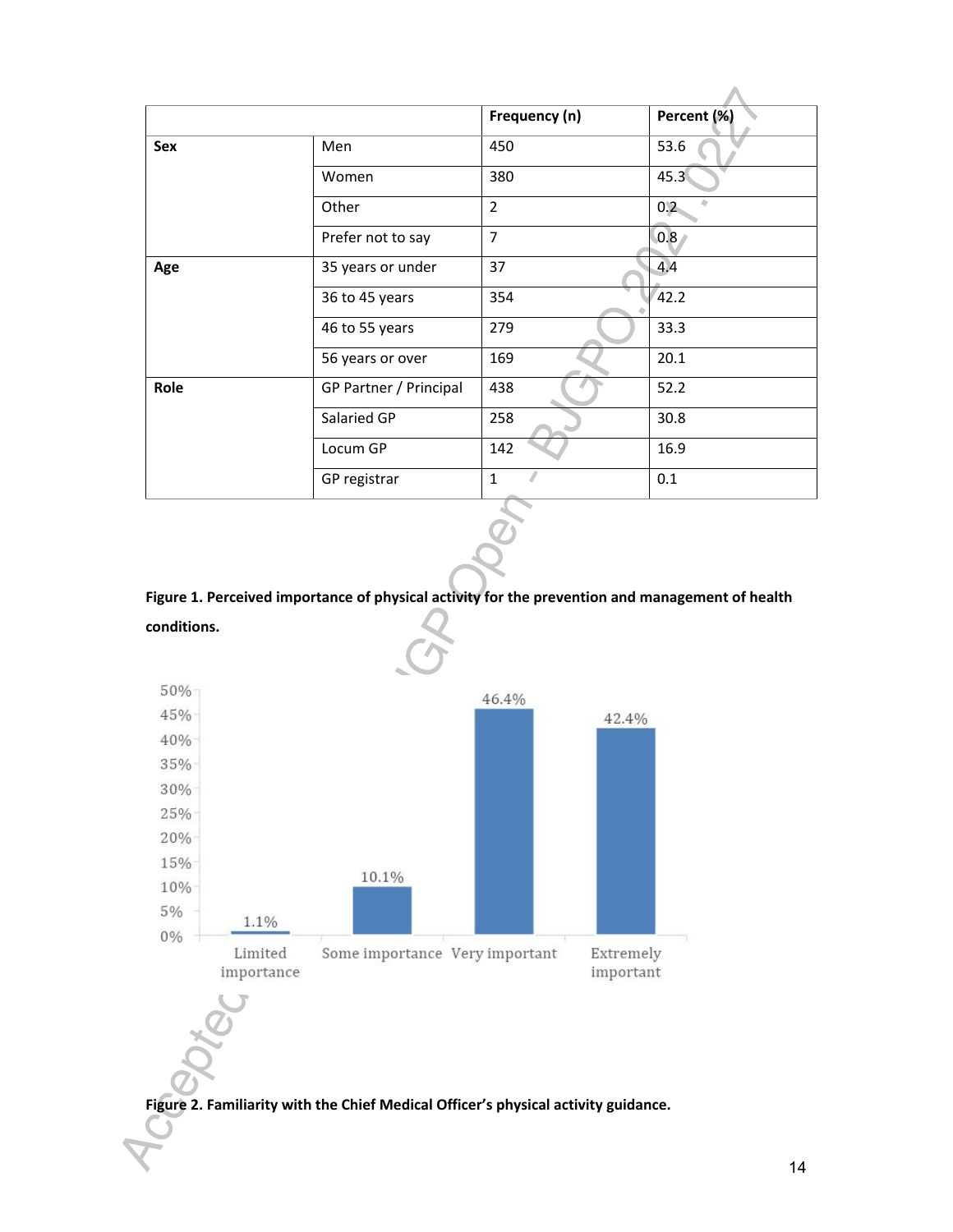| | | Frequency (n) | Percent (%) |
|---|---|---|---|
| **Sex** | Men | 450 | 53.6 |
| | Women | 380 | 45.3 |
| | Other | 2 | 0.2 |
| | Prefer not to say | 7 | 0.8 |
| **Age** | 35 years or under | 37 | 4.4 |
| | 36 to 45 years | 354 | 42.2 |
| | 46 to 55 years | 279 | 33.3 |
| | 56 years or over | 169 | 20.1 |
| **Role** | GP Partner / Principal | 438 | 52.2 |
| | Salaried GP | 258 | 30.8 |
| | Locum GP | 142 | 16.9 |
| | GP registrar | 1 | 0.1 |

**Figure 1. Perceived importance of physical activity for the prevention and management of health conditions.**

| Response | Percent |
|---|---|
| Limited importance | 1.1% |
| Some importance | 10.1% |
| Very important | 46.4% |
| Extremely important | 42.4% |

**Figure 2. Familiarity with the Chief Medical Officer's physical activity guidance.**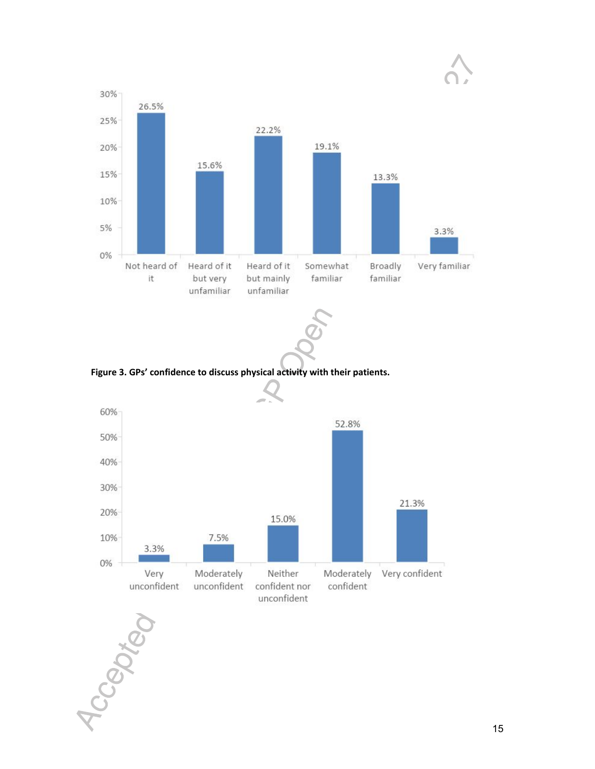| Not heard of it | Heard of it but very unfamiliar | Heard of it but mainly unfamiliar | Somewhat familiar | Broadly familiar | Very familiar |
| --- | --- | --- | --- | --- | --- |
| 26.5% | 15.6% | 22.2% | 19.1% | 13.3% | 3.3% |

**Figure 3. GPs' confidence to discuss physical activity with their patients.**

| Very unconfident | Moderately unconfident | Neither confident nor unconfident | Moderately confident | Very confident |
| --- | --- | --- | --- | --- |
| 3.3% | 7.5% | 15.0% | 52.8% | 21.3% |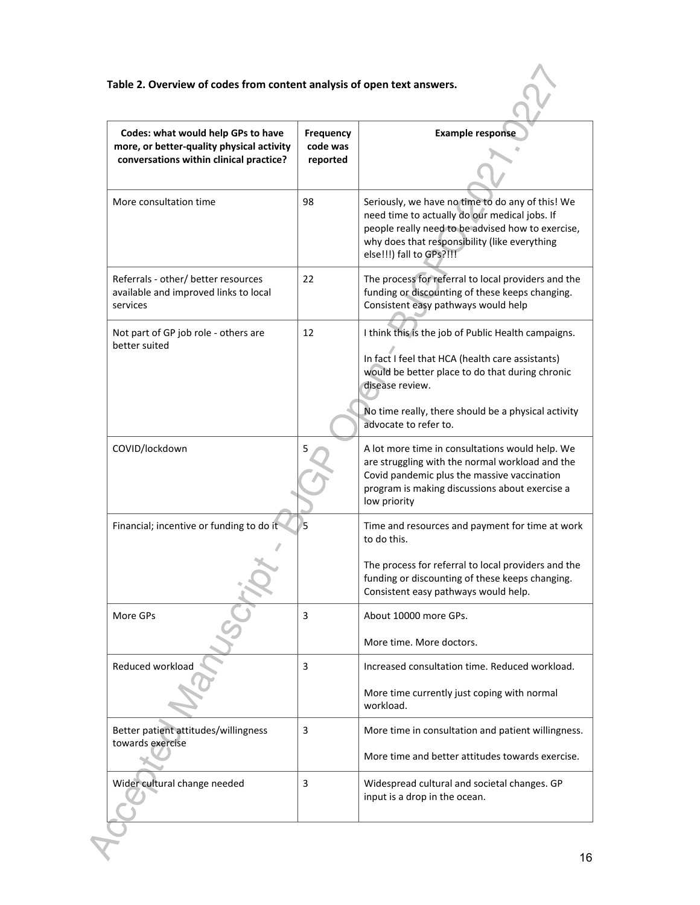**Table 2. Overview of codes from content analysis of open text answers.**

| Codes: what would help GPs to have more, or better-quality physical activity conversations within clinical practice? | Frequency code was reported | Example response |
|---|---|---|
| More consultation time | 98 | Seriously, we have no time to do any of this! We need time to actually do our medical jobs. If people really need to be advised how to exercise, why does that responsibility (like everything else!!!) fall to GPs?!!! |
| Referrals - other/ better resources available and improved links to local services | 22 | The process for referral to local providers and the funding or discounting of these keeps changing. Consistent easy pathways would help |
| Not part of GP job role - others are better suited | 12 | I think this is the job of Public Health campaigns.<br><br>In fact I feel that HCA (health care assistants) would be better place to do that during chronic disease review.<br><br>No time really, there should be a physical activity advocate to refer to. |
| COVID/lockdown | 5 | A lot more time in consultations would help. We are struggling with the normal workload and the Covid pandemic plus the massive vaccination program is making discussions about exercise a low priority |
| Financial; incentive or funding to do it | 5 | Time and resources and payment for time at work to do this.<br><br>The process for referral to local providers and the funding or discounting of these keeps changing. Consistent easy pathways would help. |
| More GPs | 3 | About 10000 more GPs.<br><br>More time. More doctors. |
| Reduced workload | 3 | Increased consultation time. Reduced workload.<br><br>More time currently just coping with normal workload. |
| Better patient attitudes/willingness towards exercise | 3 | More time in consultation and patient willingness.<br><br>More time and better attitudes towards exercise. |
| Wider cultural change needed | 3 | Widespread cultural and societal changes. GP input is a drop in the ocean. |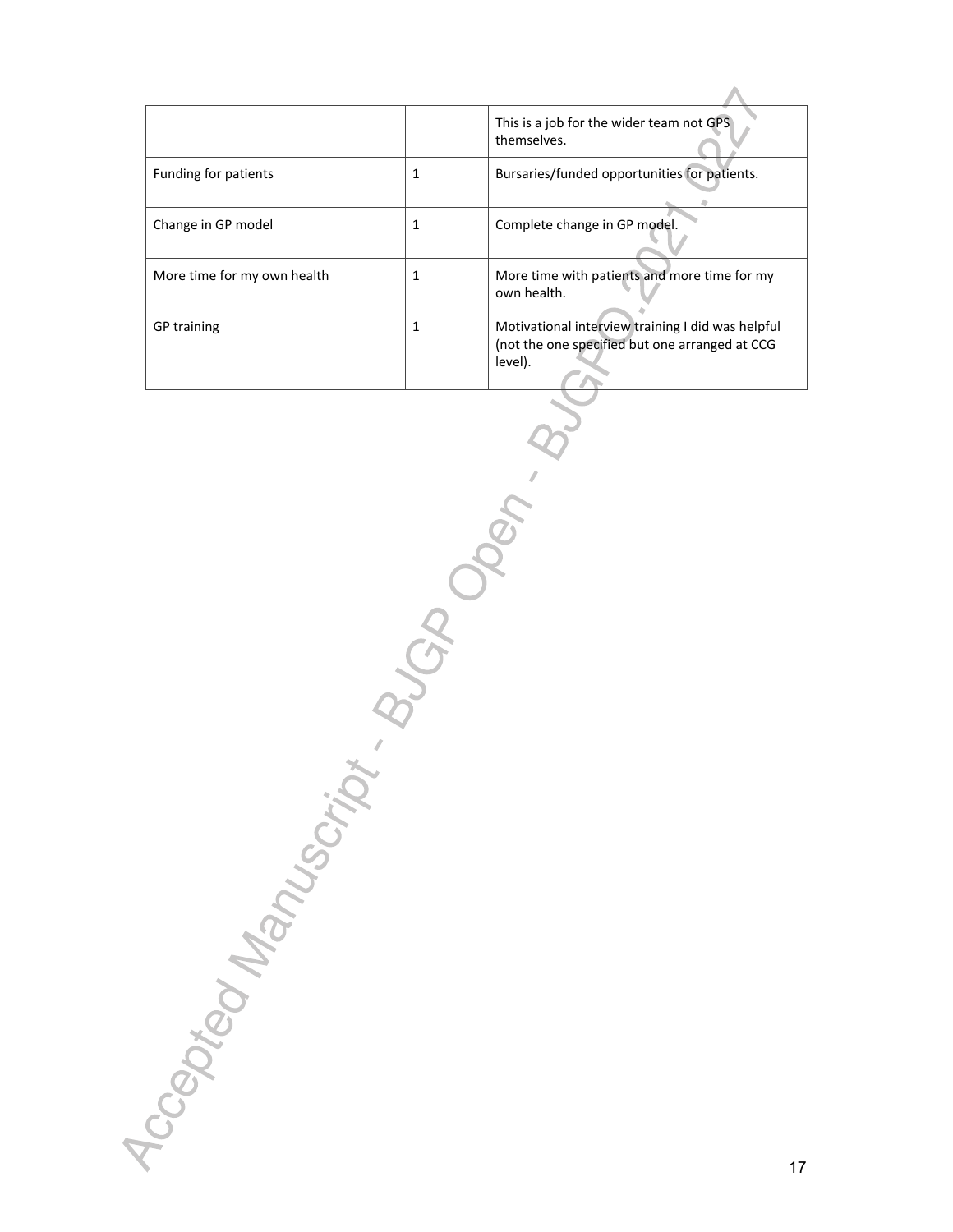| | | |
|---|---|---|
| | | This is a job for the wider team not GPS themselves. |
| Funding for patients | 1 | Bursaries/funded opportunities for patients. |
| Change in GP model | 1 | Complete change in GP model. |
| More time for my own health | 1 | More time with patients and more time for my own health. |
| GP training | 1 | Motivational interview training I did was helpful (not the one specified but one arranged at CCG level). |